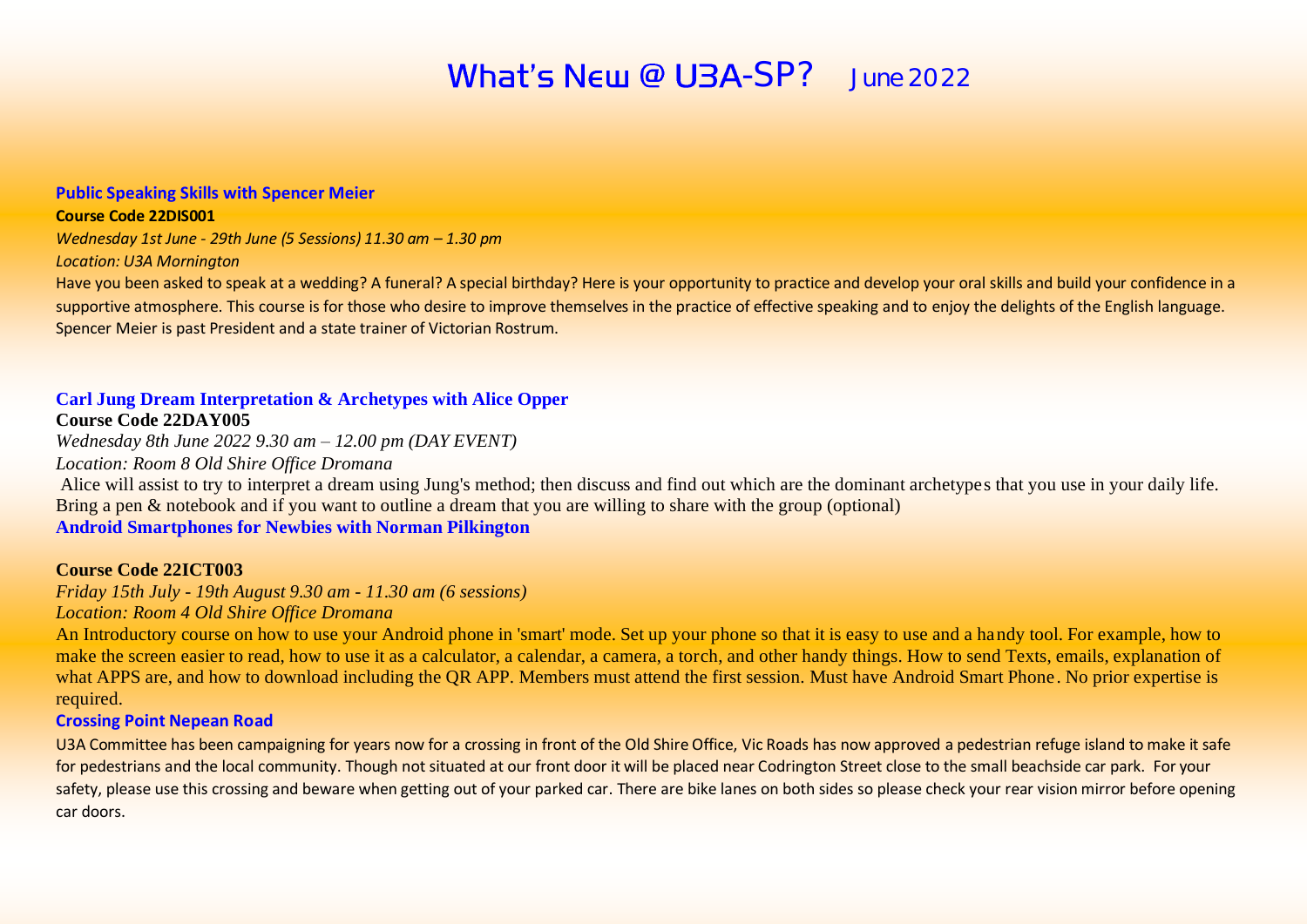# What's New @ U3A-SP? June 2022

### Public Speaking Skills with Spencer Meier

**Course Code 22DIS001**

*Wednesday 1st June - 29th June (5 Sessions) 11.30 am – 1.30 pm*

*Location: U3A Mornington*

Have you been asked to speak at a wedding? A funeral? A special birthday? Here is your opportunity to practice and develop your oral skills and build your confidence in a supportive atmosphere. This course is for those who desire to improve themselves in the practice of effective speaking and to enjoy the delights of the English language. Spencer Meier is past President and a state trainer of Victorian Rostrum.

### Carl Jung Dream Interpretation & Archetypes with Alice Opper

**Course Code 22DAY005**

*Wednesday 8th June 2022 9.30 am – 12.00 pm (DAY EVENT)*

*Location: Room 8 Old Shire Office Dromana*

Alice will assist to try to interpret a dream using Jung's method; then discuss and find out which are the dominant archetypes that you use in your daily life. Bring a pen & notebook and if you want to outline a dream that you are willing to share with the group (optional)

### Android Smartphones for Newbies with Norman Pilkington

**Course Code 22ICT003**

*Friday 15th July - 19th August 9.30 am - 11.30 am (6 sessions)*

*Location: Room 4 Old Shire Office Dromana*

An Introductory course on how to use your Android phone in 'smart' mode. Set up your phone so that it is easy to use and a handy tool. For example, how to make the screen easier to read, how to use it as a calculator, a calendar, a camera, a torch, and other handy things. How to send Texts, emails, explanation of what APPS are, and how to download including the QR APP. Members must attend the first session. Must have Android Smart Phone. No prior expertise is required.

### Crossing Point Nepean Road

U3A Committee has been campaigning for years now for a crossing in front of the Old Shire Office, Vic Roads has now approved a pedestrian refuge island to make it safe for pedestrians and the local community. Though not situated at our front door it will be placed near Codrington Street close to the small beachside car park. For your safety, please use this crossing and beware when getting out of your parked car. There are bike lanes on both sides so please check your rear vision mirror before opening car doors.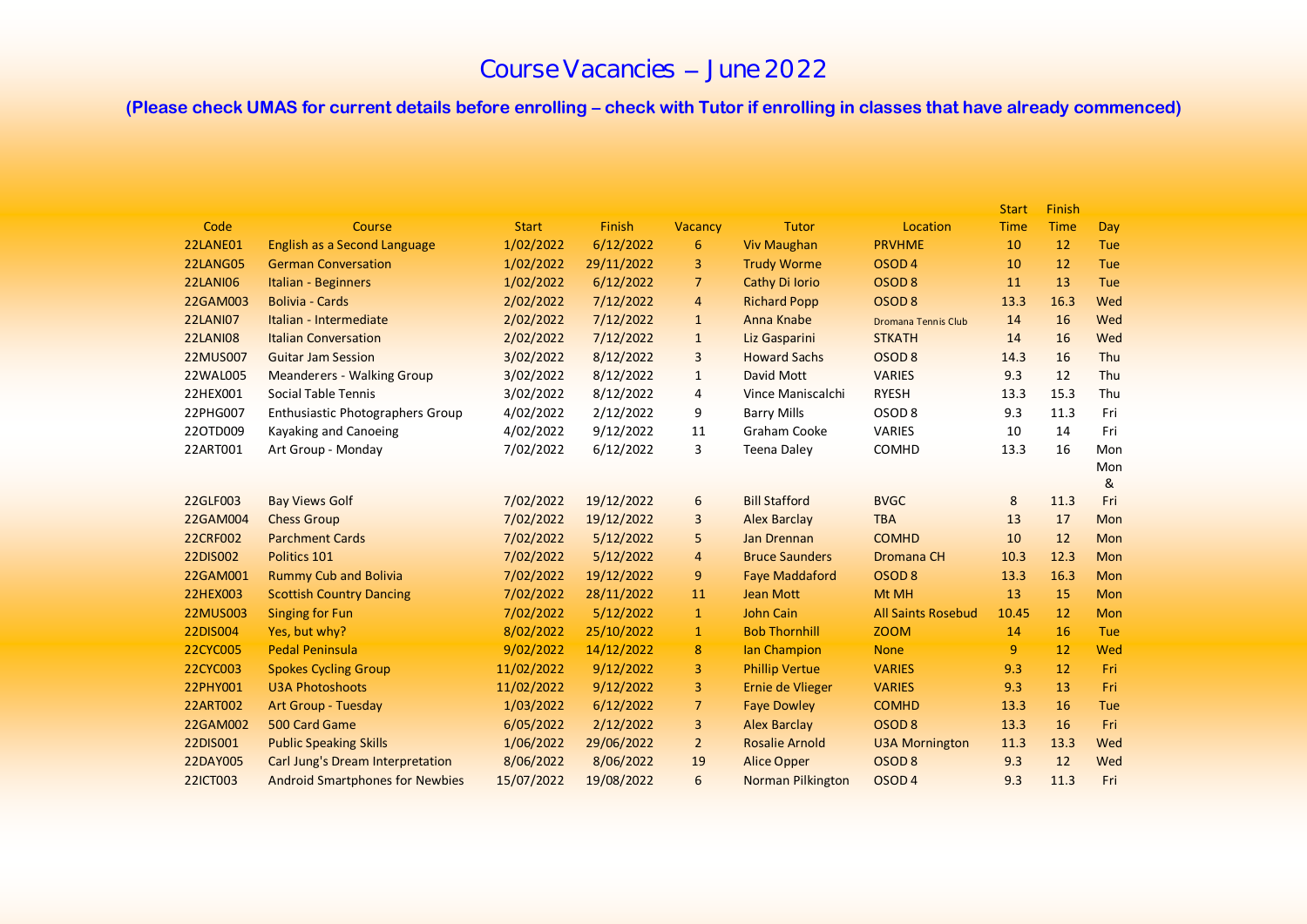# Course Vacancies – June 2022

**(Please check UMAS for current details before enrolling – check with Tutor if enrolling in classes that have already commenced)**

| Code | Course | Start | Finish | Vacancy | Tutor | Location | Start Time | Finish Time | Day |
|---|---|---|---|---|---|---|---|---|---|
| 22LANE01 | English as a Second Language | 1/02/2022 | 6/12/2022 | 6 | Viv Maughan | PRVHME | 10 | 12 | Tue |
| 22LANG05 | German Conversation | 1/02/2022 | 29/11/2022 | 3 | Trudy Worme | OSOD 4 | 10 | 12 | Tue |
| 22LANI06 | Italian - Beginners | 1/02/2022 | 6/12/2022 | 7 | Cathy Di Iorio | OSOD 8 | 11 | 13 | Tue |
| 22GAM003 | Bolivia - Cards | 2/02/2022 | 7/12/2022 | 4 | Richard Popp | OSOD 8 | 13.3 | 16.3 | Wed |
| 22LANI07 | Italian - Intermediate | 2/02/2022 | 7/12/2022 | 1 | Anna Knabe | Dromana Tennis Club | 14 | 16 | Wed |
| 22LANI08 | Italian Conversation | 2/02/2022 | 7/12/2022 | 1 | Liz Gasparini | STKATH | 14 | 16 | Wed |
| 22MUS007 | Guitar Jam Session | 3/02/2022 | 8/12/2022 | 3 | Howard Sachs | OSOD 8 | 14.3 | 16 | Thu |
| 22WAL005 | Meanderers - Walking Group | 3/02/2022 | 8/12/2022 | 1 | David Mott | VARIES | 9.3 | 12 | Thu |
| 22HEX001 | Social Table Tennis | 3/02/2022 | 8/12/2022 | 4 | Vince Maniscalchi | RYESH | 13.3 | 15.3 | Thu |
| 22PHG007 | Enthusiastic Photographers Group | 4/02/2022 | 2/12/2022 | 9 | Barry Mills | OSOD 8 | 9.3 | 11.3 | Fri |
| 22OTD009 | Kayaking and Canoeing | 4/02/2022 | 9/12/2022 | 11 | Graham Cooke | VARIES | 10 | 14 | Fri |
| 22ART001 | Art Group - Monday | 7/02/2022 | 6/12/2022 | 3 | Teena Daley | COMHD | 13.3 | 16 | Mon |
| 22GLF003 | Bay Views Golf | 7/02/2022 | 19/12/2022 | 6 | Bill Stafford | BVGC | 8 | 11.3 | Mon & Fri |
| 22GAM004 | Chess Group | 7/02/2022 | 19/12/2022 | 3 | Alex Barclay | TBA | 13 | 17 | Mon |
| 22CRF002 | Parchment Cards | 7/02/2022 | 5/12/2022 | 5 | Jan Drennan | COMHD | 10 | 12 | Mon |
| 22DIS002 | Politics 101 | 7/02/2022 | 5/12/2022 | 4 | Bruce Saunders | Dromana CH | 10.3 | 12.3 | Mon |
| 22GAM001 | Rummy Cub and Bolivia | 7/02/2022 | 19/12/2022 | 9 | Faye Maddaford | OSOD 8 | 13.3 | 16.3 | Mon |
| 22HEX003 | Scottish Country Dancing | 7/02/2022 | 28/11/2022 | 11 | Jean Mott | Mt MH | 13 | 15 | Mon |
| 22MUS003 | Singing for Fun | 7/02/2022 | 5/12/2022 | 1 | John Cain | All Saints Rosebud | 10.45 | 12 | Mon |
| 22DIS004 | Yes, but why? | 8/02/2022 | 25/10/2022 | 1 | Bob Thornhill | ZOOM | 14 | 16 | Tue |
| 22CYC005 | Pedal Peninsula | 9/02/2022 | 14/12/2022 | 8 | Ian Champion | None | 9 | 12 | Wed |
| 22CYC003 | Spokes Cycling Group | 11/02/2022 | 9/12/2022 | 3 | Phillip Vertue | VARIES | 9.3 | 12 | Fri |
| 22PHY001 | U3A Photoshoots | 11/02/2022 | 9/12/2022 | 3 | Ernie de Vlieger | VARIES | 9.3 | 13 | Fri |
| 22ART002 | Art Group - Tuesday | 1/03/2022 | 6/12/2022 | 7 | Faye Dowley | COMHD | 13.3 | 16 | Tue |
| 22GAM002 | 500 Card Game | 6/05/2022 | 2/12/2022 | 3 | Alex Barclay | OSOD 8 | 13.3 | 16 | Fri |
| 22DIS001 | Public Speaking Skills | 1/06/2022 | 29/06/2022 | 2 | Rosalie Arnold | U3A Mornington | 11.3 | 13.3 | Wed |
| 22DAY005 | Carl Jung's Dream Interpretation | 8/06/2022 | 8/06/2022 | 19 | Alice Opper | OSOD 8 | 9.3 | 12 | Wed |
| 22ICT003 | Android Smartphones for Newbies | 15/07/2022 | 19/08/2022 | 6 | Norman Pilkington | OSOD 4 | 9.3 | 11.3 | Fri |